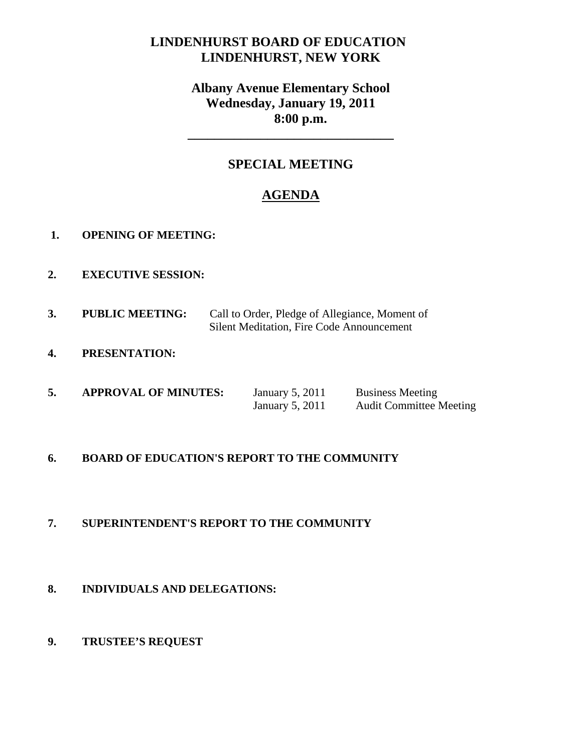# LINDENHURST BOARD OF EDUCATION
# LINDENHURST, NEW YORK

## Albany Avenue Elementary School
## Wednesday, January 19, 2011
## 8:00 p.m.

---

## SPECIAL MEETING

## AGENDA

**1. OPENING OF MEETING:**

**2. EXECUTIVE SESSION:**

**3. PUBLIC MEETING:** Call to Order, Pledge of Allegiance, Moment of Silent Meditation, Fire Code Announcement

**4. PRESENTATION:**

**5. APPROVAL OF MINUTES:**

| | |
|---|---|
| January 5, 2011 | Business Meeting |
| January 5, 2011 | Audit Committee Meeting |

**6. BOARD OF EDUCATION'S REPORT TO THE COMMUNITY**

**7. SUPERINTENDENT'S REPORT TO THE COMMUNITY**

**8. INDIVIDUALS AND DELEGATIONS:**

**9. TRUSTEE'S REQUEST**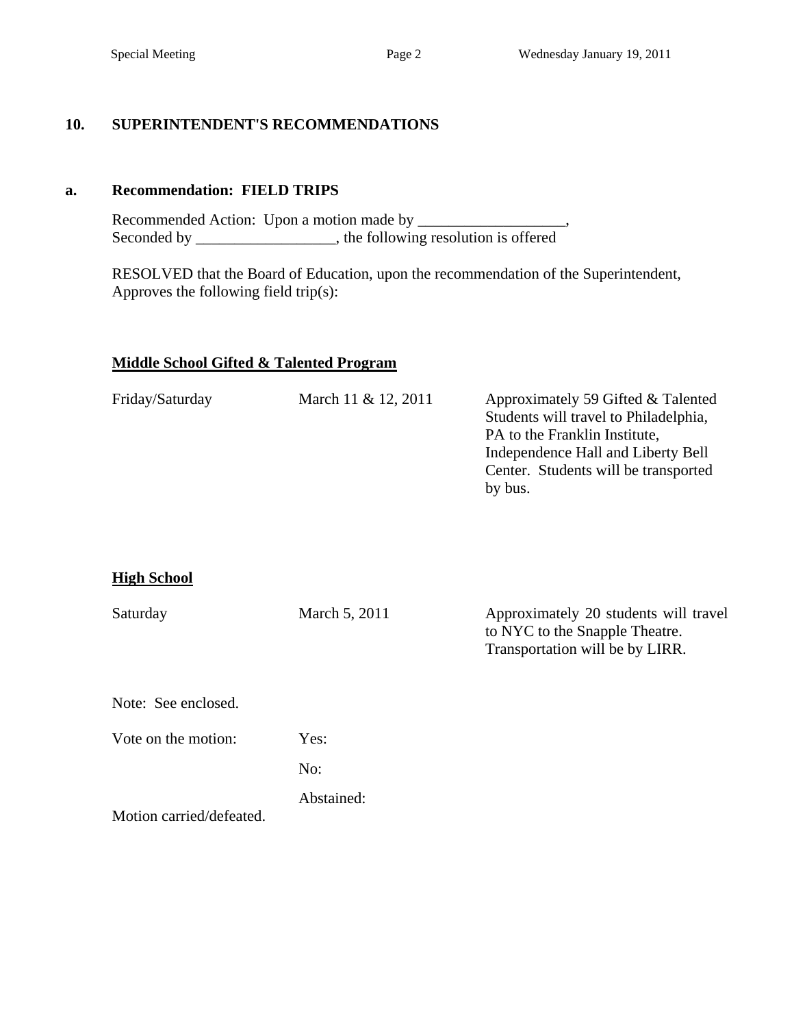## 10. SUPERINTENDENT'S RECOMMENDATIONS

### a. Recommendation: FIELD TRIPS

Recommended Action: Upon a motion made by ___________________,
Seconded by __________________, the following resolution is offered

RESOLVED that the Board of Education, upon the recommendation of the Superintendent, Approves the following field trip(s):

**Middle School Gifted & Talented Program**

| | | |
|---|---|---|
| Friday/Saturday | March 11 & 12, 2011 | Approximately 59 Gifted & Talented Students will travel to Philadelphia, PA to the Franklin Institute, Independence Hall and Liberty Bell Center. Students will be transported by bus. |

**High School**

| | | |
|---|---|---|
| Saturday | March 5, 2011 | Approximately 20 students will travel to NYC to the Snapple Theatre. Transportation will be by LIRR. |

Note: See enclosed.

Vote on the motion: Yes:

No:

Abstained:

Motion carried/defeated.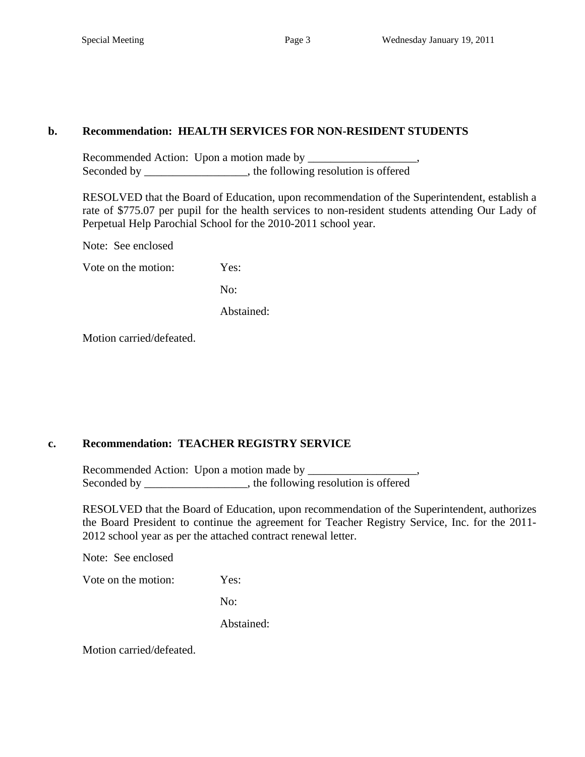**b. Recommendation: HEALTH SERVICES FOR NON-RESIDENT STUDENTS**

Recommended Action: Upon a motion made by ___________________,
Seconded by __________________, the following resolution is offered

RESOLVED that the Board of Education, upon recommendation of the Superintendent, establish a rate of $775.07 per pupil for the health services to non-resident students attending Our Lady of Perpetual Help Parochial School for the 2010-2011 school year.

Note: See enclosed

Vote on the motion: Yes:

No:

Abstained:

Motion carried/defeated.

**c. Recommendation: TEACHER REGISTRY SERVICE**

Recommended Action: Upon a motion made by ___________________,
Seconded by __________________, the following resolution is offered

RESOLVED that the Board of Education, upon recommendation of the Superintendent, authorizes the Board President to continue the agreement for Teacher Registry Service, Inc. for the 2011-2012 school year as per the attached contract renewal letter.

Note: See enclosed

Vote on the motion: Yes:

No:

Abstained:

Motion carried/defeated.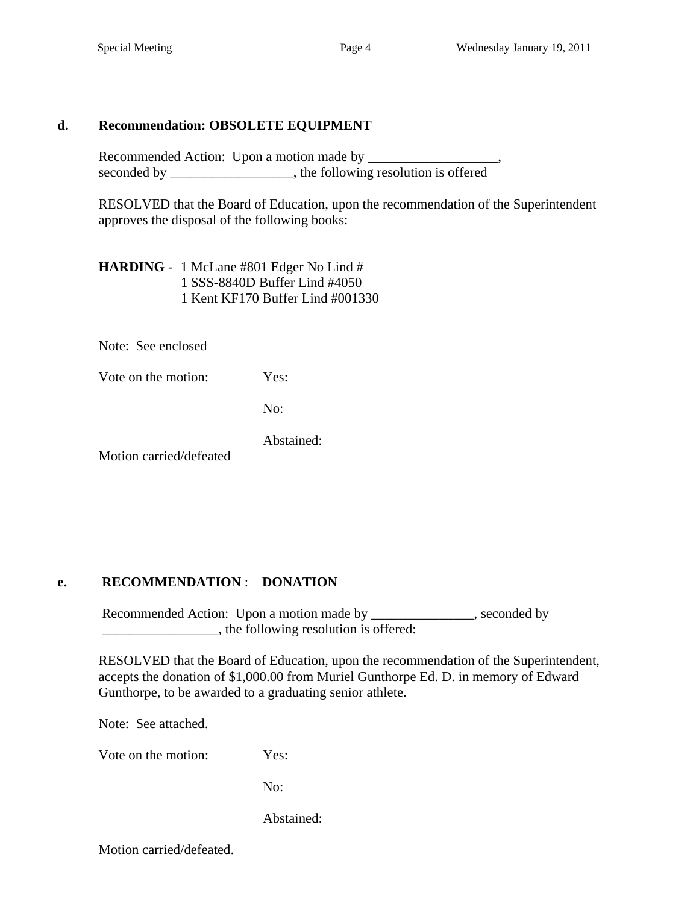**d. Recommendation: OBSOLETE EQUIPMENT**

Recommended Action: Upon a motion made by ___________________, seconded by __________________, the following resolution is offered

RESOLVED that the Board of Education, upon the recommendation of the Superintendent approves the disposal of the following books:

**HARDING** - 1 McLane #801 Edger No Lind #
1 SSS-8840D Buffer Lind #4050
1 Kent KF170 Buffer Lind #001330

Note: See enclosed

Vote on the motion: Yes:

No:

Abstained:

Motion carried/defeated

**e. RECOMMENDATION : DONATION**

Recommended Action: Upon a motion made by _______________, seconded by _________________, the following resolution is offered:

RESOLVED that the Board of Education, upon the recommendation of the Superintendent, accepts the donation of $1,000.00 from Muriel Gunthorpe Ed. D. in memory of Edward Gunthorpe, to be awarded to a graduating senior athlete.

Note: See attached.

Vote on the motion: Yes:

No:

Abstained:

Motion carried/defeated.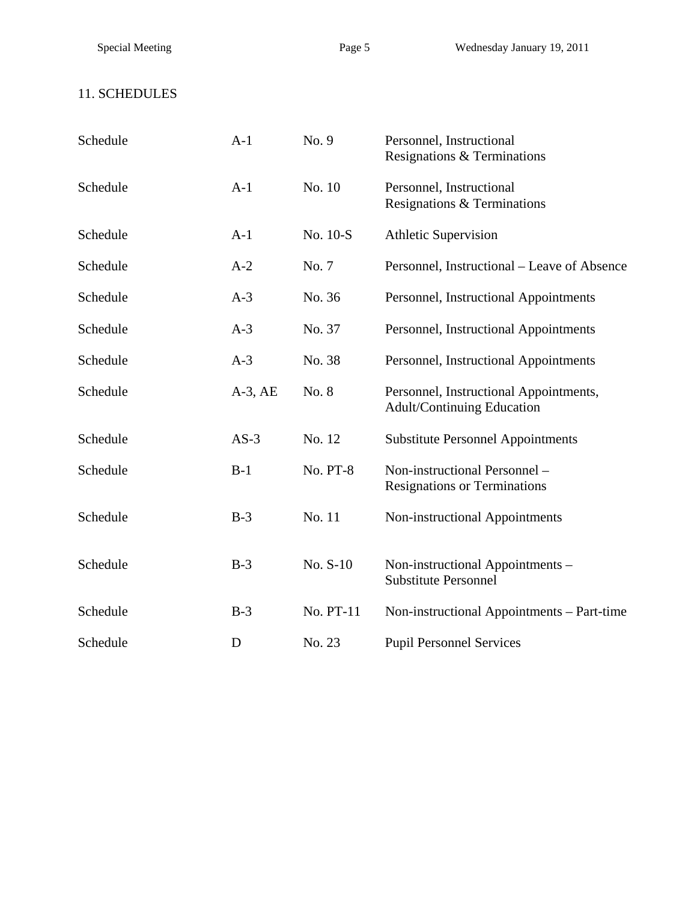## 11. SCHEDULES

| | | | |
|---|---|---|---|
| Schedule | A-1 | No. 9 | Personnel, Instructional Resignations & Terminations |
| Schedule | A-1 | No. 10 | Personnel, Instructional Resignations & Terminations |
| Schedule | A-1 | No. 10-S | Athletic Supervision |
| Schedule | A-2 | No. 7 | Personnel, Instructional – Leave of Absence |
| Schedule | A-3 | No. 36 | Personnel, Instructional Appointments |
| Schedule | A-3 | No. 37 | Personnel, Instructional Appointments |
| Schedule | A-3 | No. 38 | Personnel, Instructional Appointments |
| Schedule | A-3, AE | No. 8 | Personnel, Instructional Appointments, Adult/Continuing Education |
| Schedule | AS-3 | No. 12 | Substitute Personnel Appointments |
| Schedule | B-1 | No. PT-8 | Non-instructional Personnel – Resignations or Terminations |
| Schedule | B-3 | No. 11 | Non-instructional Appointments |
| Schedule | B-3 | No. S-10 | Non-instructional Appointments – Substitute Personnel |
| Schedule | B-3 | No. PT-11 | Non-instructional Appointments – Part-time |
| Schedule | D | No. 23 | Pupil Personnel Services |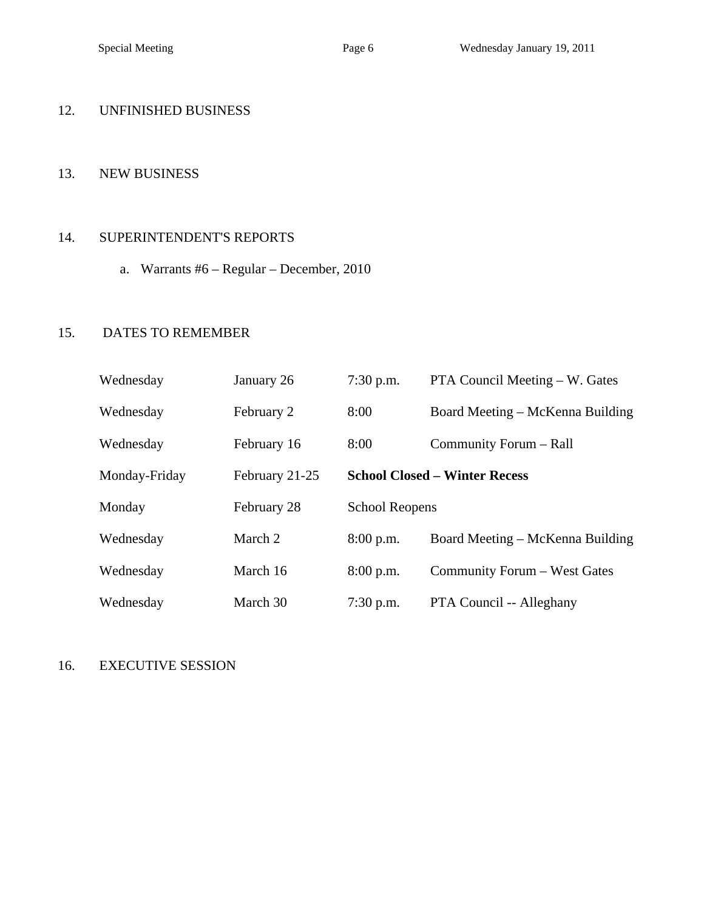12. UNFINISHED BUSINESS

13. NEW BUSINESS

14. SUPERINTENDENT'S REPORTS

   a. Warrants #6 – Regular – December, 2010

15. DATES TO REMEMBER

| | | | |
|---|---|---|---|
| Wednesday | January 26 | 7:30 p.m. | PTA Council Meeting – W. Gates |
| Wednesday | February 2 | 8:00 | Board Meeting – McKenna Building |
| Wednesday | February 16 | 8:00 | Community Forum – Rall |
| Monday-Friday | February 21-25 | **School Closed – Winter Recess** | |
| Monday | February 28 | School Reopens | |
| Wednesday | March 2 | 8:00 p.m. | Board Meeting – McKenna Building |
| Wednesday | March 16 | 8:00 p.m. | Community Forum – West Gates |
| Wednesday | March 30 | 7:30 p.m. | PTA Council -- Alleghany |

16. EXECUTIVE SESSION